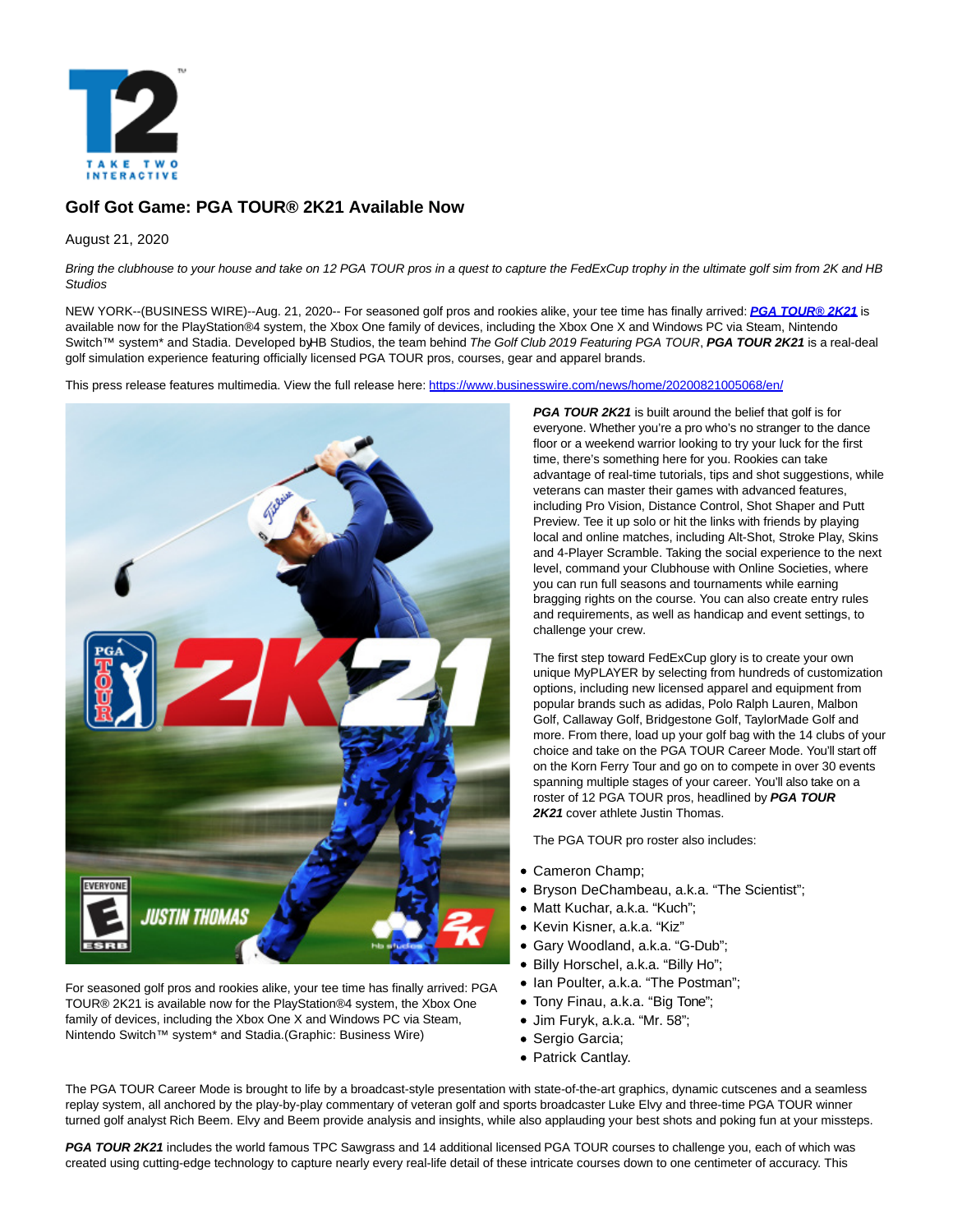# Golf Got Game: PGA TOUR® 2K21 Available Now

August 21, 2020

*Bring the clubhouse to your house and take on 12 PGA TOUR pros in a quest to capture the FedExCup trophy in the ultimate golf sim from 2K and HB Studios*

NEW YORK--(BUSINESS WIRE)--Aug. 21, 2020-- For seasoned golf pros and rookies alike, your tee time has finally arrived: ***PGA TOUR® 2K21*** is available now for the PlayStation®4 system, the Xbox One family of devices, including the Xbox One X and Windows PC via Steam, Nintendo Switch™ system* and Stadia. Developed byHB Studios, the team behind *The Golf Club 2019 Featuring PGA TOUR*, ***PGA TOUR 2K21*** is a real-deal golf simulation experience featuring officially licensed PGA TOUR pros, courses, gear and apparel brands.

This press release features multimedia. View the full release here: https://www.businesswire.com/news/home/20200821005068/en/

For seasoned golf pros and rookies alike, your tee time has finally arrived: PGA TOUR® 2K21 is available now for the PlayStation®4 system, the Xbox One family of devices, including the Xbox One X and Windows PC via Steam, Nintendo Switch™ system* and Stadia.(Graphic: Business Wire)

***PGA TOUR 2K21*** is built around the belief that golf is for everyone. Whether you're a pro who's no stranger to the dance floor or a weekend warrior looking to try your luck for the first time, there's something here for you. Rookies can take advantage of real-time tutorials, tips and shot suggestions, while veterans can master their games with advanced features, including Pro Vision, Distance Control, Shot Shaper and Putt Preview. Tee it up solo or hit the links with friends by playing local and online matches, including Alt-Shot, Stroke Play, Skins and 4-Player Scramble. Taking the social experience to the next level, command your Clubhouse with Online Societies, where you can run full seasons and tournaments while earning bragging rights on the course. You can also create entry rules and requirements, as well as handicap and event settings, to challenge your crew.

The first step toward FedExCup glory is to create your own unique MyPLAYER by selecting from hundreds of customization options, including new licensed apparel and equipment from popular brands such as adidas, Polo Ralph Lauren, Malbon Golf, Callaway Golf, Bridgestone Golf, TaylorMade Golf and more. From there, load up your golf bag with the 14 clubs of your choice and take on the PGA TOUR Career Mode. You'll start off on the Korn Ferry Tour and go on to compete in over 30 events spanning multiple stages of your career. You'll also take on a roster of 12 PGA TOUR pros, headlined by ***PGA TOUR 2K21*** cover athlete Justin Thomas.

The PGA TOUR pro roster also includes:

- Cameron Champ;
- Bryson DeChambeau, a.k.a. "The Scientist";
- Matt Kuchar, a.k.a. "Kuch";
- Kevin Kisner, a.k.a. "Kiz"
- Gary Woodland, a.k.a. "G-Dub";
- Billy Horschel, a.k.a. "Billy Ho";
- Ian Poulter, a.k.a. "The Postman";
- Tony Finau, a.k.a. "Big Tone";
- Jim Furyk, a.k.a. "Mr. 58";
- Sergio Garcia;
- Patrick Cantlay.

The PGA TOUR Career Mode is brought to life by a broadcast-style presentation with state-of-the-art graphics, dynamic cutscenes and a seamless replay system, all anchored by the play-by-play commentary of veteran golf and sports broadcaster Luke Elvy and three-time PGA TOUR winner turned golf analyst Rich Beem. Elvy and Beem provide analysis and insights, while also applauding your best shots and poking fun at your missteps.

***PGA TOUR 2K21*** includes the world famous TPC Sawgrass and 14 additional licensed PGA TOUR courses to challenge you, each of which was created using cutting-edge technology to capture nearly every real-life detail of these intricate courses down to one centimeter of accuracy. This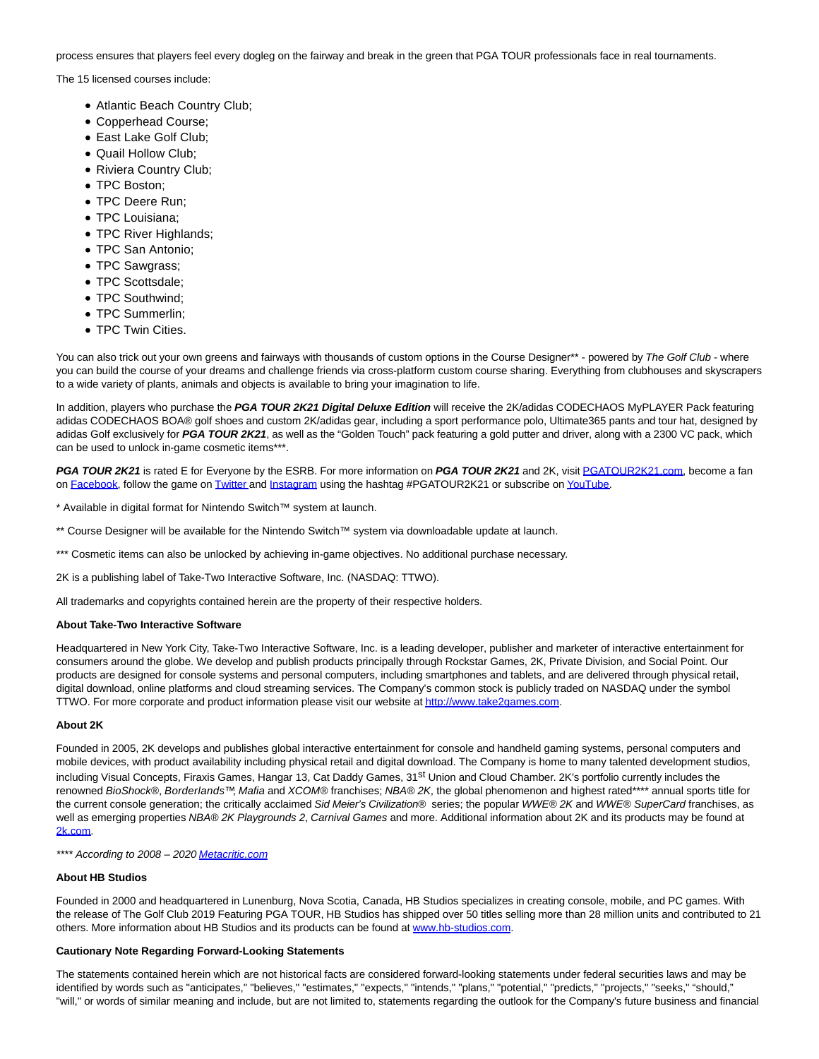process ensures that players feel every dogleg on the fairway and break in the green that PGA TOUR professionals face in real tournaments.

The 15 licensed courses include:

- Atlantic Beach Country Club;
- Copperhead Course;
- East Lake Golf Club;
- Quail Hollow Club;
- Riviera Country Club;
- TPC Boston;
- TPC Deere Run;
- TPC Louisiana;
- TPC River Highlands;
- TPC San Antonio;
- TPC Sawgrass;
- TPC Scottsdale;
- TPC Southwind;
- TPC Summerlin;
- TPC Twin Cities.

You can also trick out your own greens and fairways with thousands of custom options in the Course Designer** - powered by *The Golf Club* - where you can build the course of your dreams and challenge friends via cross-platform custom course sharing. Everything from clubhouses and skyscrapers to a wide variety of plants, animals and objects is available to bring your imagination to life.

In addition, players who purchase the ***PGA TOUR 2K21 Digital Deluxe Edition*** will receive the 2K/adidas CODECHAOS MyPLAYER Pack featuring adidas CODECHAOS BOA® golf shoes and custom 2K/adidas gear, including a sport performance polo, Ultimate365 pants and tour hat, designed by adidas Golf exclusively for ***PGA TOUR 2K21***, as well as the "Golden Touch" pack featuring a gold putter and driver, along with a 2300 VC pack, which can be used to unlock in-game cosmetic items***.

***PGA TOUR 2K21*** is rated E for Everyone by the ESRB. For more information on ***PGA TOUR 2K21*** and 2K, visit PGATOUR2K21.com, become a fan on Facebook, follow the game on Twitter and Instagram using the hashtag #PGATOUR2K21 or subscribe on YouTube.

* Available in digital format for Nintendo Switch™ system at launch.

** Course Designer will be available for the Nintendo Switch™ system via downloadable update at launch.

*** Cosmetic items can also be unlocked by achieving in-game objectives. No additional purchase necessary.

2K is a publishing label of Take-Two Interactive Software, Inc. (NASDAQ: TTWO).

All trademarks and copyrights contained herein are the property of their respective holders.

**About Take-Two Interactive Software**

Headquartered in New York City, Take-Two Interactive Software, Inc. is a leading developer, publisher and marketer of interactive entertainment for consumers around the globe. We develop and publish products principally through Rockstar Games, 2K, Private Division, and Social Point. Our products are designed for console systems and personal computers, including smartphones and tablets, and are delivered through physical retail, digital download, online platforms and cloud streaming services. The Company's common stock is publicly traded on NASDAQ under the symbol TTWO. For more corporate and product information please visit our website at http://www.take2games.com.

**About 2K**

Founded in 2005, 2K develops and publishes global interactive entertainment for console and handheld gaming systems, personal computers and mobile devices, with product availability including physical retail and digital download. The Company is home to many talented development studios, including Visual Concepts, Firaxis Games, Hangar 13, Cat Daddy Games, 31st Union and Cloud Chamber. 2K's portfolio currently includes the renowned *BioShock*®, *Borderlands*™, *Mafia* and *XCOM*® franchises; *NBA® 2K*, the global phenomenon and highest rated**** annual sports title for the current console generation; the critically acclaimed *Sid Meier's Civilization*® series; the popular *WWE® 2K* and *WWE® SuperCard* franchises, as well as emerging properties *NBA® 2K Playgrounds 2*, *Carnival Games* and more. Additional information about 2K and its products may be found at 2k.com.

*\*\*\*\* According to 2008 – 2020 Metacritic.com*

**About HB Studios**

Founded in 2000 and headquartered in Lunenburg, Nova Scotia, Canada, HB Studios specializes in creating console, mobile, and PC games. With the release of The Golf Club 2019 Featuring PGA TOUR, HB Studios has shipped over 50 titles selling more than 28 million units and contributed to 21 others. More information about HB Studios and its products can be found at www.hb-studios.com.

**Cautionary Note Regarding Forward-Looking Statements**

The statements contained herein which are not historical facts are considered forward-looking statements under federal securities laws and may be identified by words such as "anticipates," "believes," "estimates," "expects," "intends," "plans," "potential," "predicts," "projects," "seeks," "should," "will," or words of similar meaning and include, but are not limited to, statements regarding the outlook for the Company's future business and financial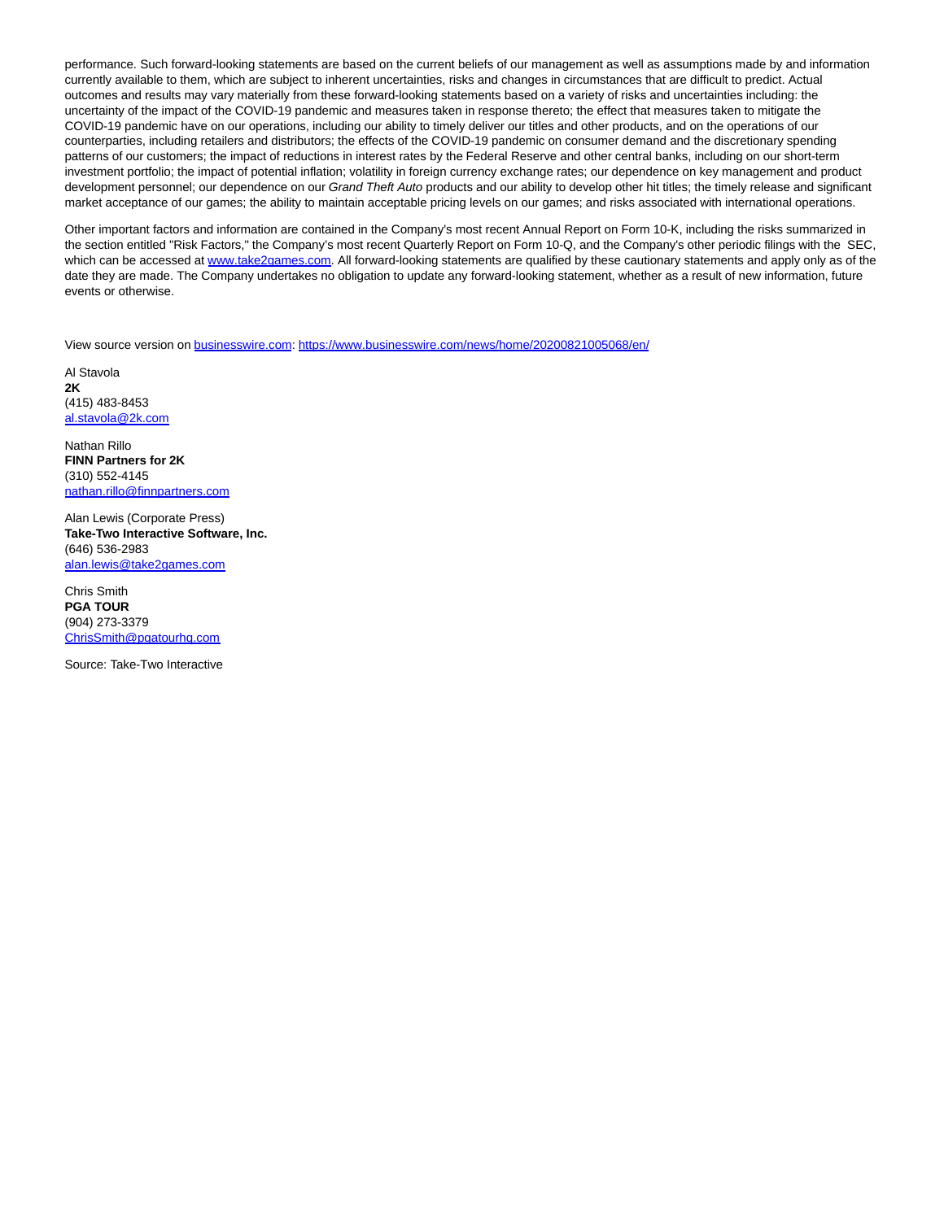performance. Such forward-looking statements are based on the current beliefs of our management as well as assumptions made by and information currently available to them, which are subject to inherent uncertainties, risks and changes in circumstances that are difficult to predict. Actual outcomes and results may vary materially from these forward-looking statements based on a variety of risks and uncertainties including: the uncertainty of the impact of the COVID-19 pandemic and measures taken in response thereto; the effect that measures taken to mitigate the COVID-19 pandemic have on our operations, including our ability to timely deliver our titles and other products, and on the operations of our counterparties, including retailers and distributors; the effects of the COVID-19 pandemic on consumer demand and the discretionary spending patterns of our customers; the impact of reductions in interest rates by the Federal Reserve and other central banks, including on our short-term investment portfolio; the impact of potential inflation; volatility in foreign currency exchange rates; our dependence on key management and product development personnel; our dependence on our *Grand Theft Auto* products and our ability to develop other hit titles; the timely release and significant market acceptance of our games; the ability to maintain acceptable pricing levels on our games; and risks associated with international operations.

Other important factors and information are contained in the Company's most recent Annual Report on Form 10-K, including the risks summarized in the section entitled "Risk Factors," the Company's most recent Quarterly Report on Form 10-Q, and the Company's other periodic filings with the SEC, which can be accessed at www.take2games.com. All forward-looking statements are qualified by these cautionary statements and apply only as of the date they are made. The Company undertakes no obligation to update any forward-looking statement, whether as a result of new information, future events or otherwise.

View source version on businesswire.com: https://www.businesswire.com/news/home/20200821005068/en/

Al Stavola
**2K**
(415) 483-8453
al.stavola@2k.com

Nathan Rillo
**FINN Partners for 2K**
(310) 552-4145
nathan.rillo@finnpartners.com

Alan Lewis (Corporate Press)
**Take-Two Interactive Software, Inc.**
(646) 536-2983
alan.lewis@take2games.com

Chris Smith
**PGA TOUR**
(904) 273-3379
ChrisSmith@pgatourhq.com

Source: Take-Two Interactive